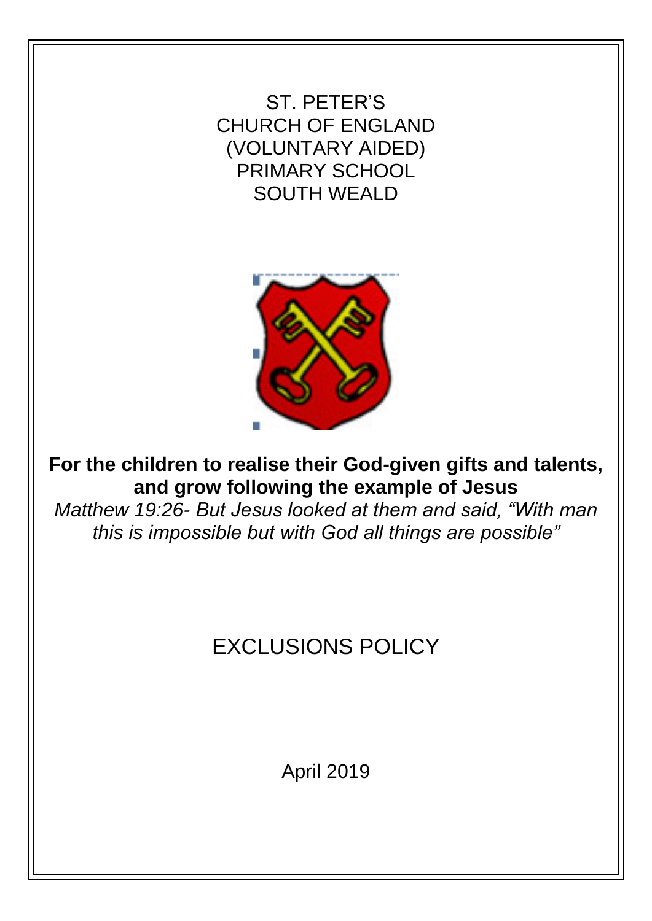ST. PETER'S
CHURCH OF ENGLAND
(VOLUNTARY AIDED)
PRIMARY SCHOOL
SOUTH WEALD

**For the children to realise their God-given gifts and talents, and grow following the example of Jesus**

*Matthew 19:26- But Jesus looked at them and said, "With man this is impossible but with God all things are possible"*

# EXCLUSIONS POLICY

April 2019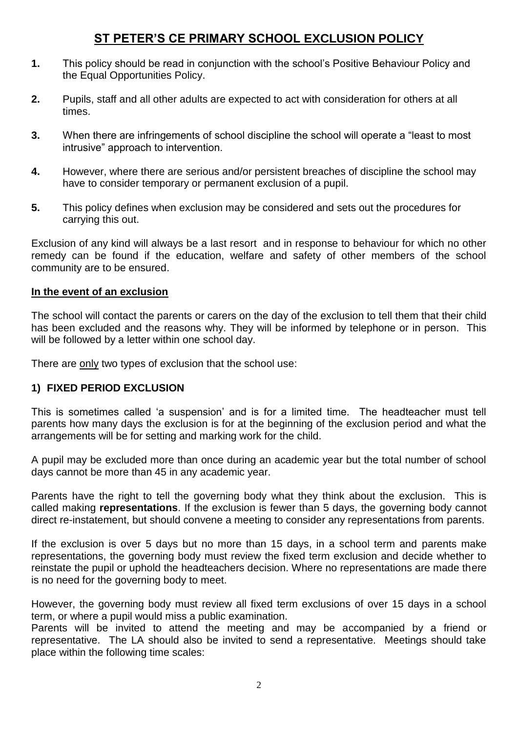# ST PETER'S CE PRIMARY SCHOOL EXCLUSION POLICY

1. This policy should be read in conjunction with the school's Positive Behaviour Policy and the Equal Opportunities Policy.
2. Pupils, staff and all other adults are expected to act with consideration for others at all times.
3. When there are infringements of school discipline the school will operate a "least to most intrusive" approach to intervention.
4. However, where there are serious and/or persistent breaches of discipline the school may have to consider temporary or permanent exclusion of a pupil.
5. This policy defines when exclusion may be considered and sets out the procedures for carrying this out.

Exclusion of any kind will always be a last resort and in response to behaviour for which no other remedy can be found if the education, welfare and safety of other members of the school community are to be ensured.

## In the event of an exclusion

The school will contact the parents or carers on the day of the exclusion to tell them that their child has been excluded and the reasons why. They will be informed by telephone or in person. This will be followed by a letter within one school day.

There are only two types of exclusion that the school use:

### 1) FIXED PERIOD EXCLUSION

This is sometimes called 'a suspension' and is for a limited time. The headteacher must tell parents how many days the exclusion is for at the beginning of the exclusion period and what the arrangements will be for setting and marking work for the child.

A pupil may be excluded more than once during an academic year but the total number of school days cannot be more than 45 in any academic year.

Parents have the right to tell the governing body what they think about the exclusion. This is called making **representations**. If the exclusion is fewer than 5 days, the governing body cannot direct re-instatement, but should convene a meeting to consider any representations from parents.

If the exclusion is over 5 days but no more than 15 days, in a school term and parents make representations, the governing body must review the fixed term exclusion and decide whether to reinstate the pupil or uphold the headteachers decision. Where no representations are made there is no need for the governing body to meet.

However, the governing body must review all fixed term exclusions of over 15 days in a school term, or where a pupil would miss a public examination.
Parents will be invited to attend the meeting and may be accompanied by a friend or representative. The LA should also be invited to send a representative. Meetings should take place within the following time scales: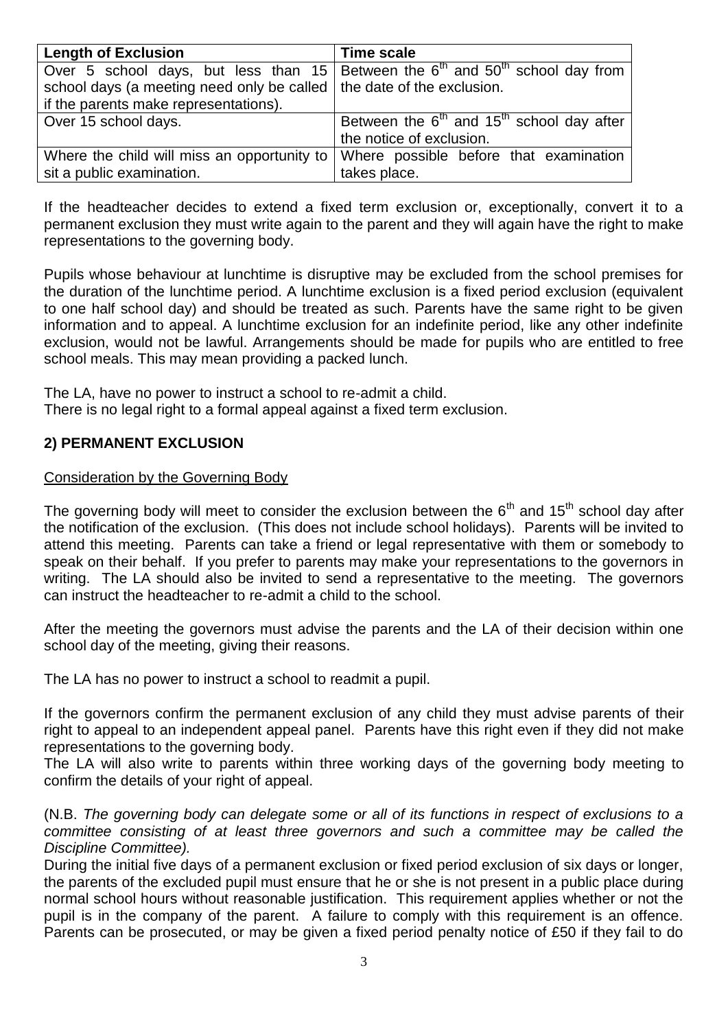| Length of Exclusion | Time scale |
| --- | --- |
| Over 5 school days, but less than 15 school days (a meeting need only be called if the parents make representations). | Between the 6th and 50th school day from the date of the exclusion. |
| Over 15 school days. | Between the 6th and 15th school day after the notice of exclusion. |
| Where the child will miss an opportunity to sit a public examination. | Where possible before that examination takes place. |

If the headteacher decides to extend a fixed term exclusion or, exceptionally, convert it to a permanent exclusion they must write again to the parent and they will again have the right to make representations to the governing body.

Pupils whose behaviour at lunchtime is disruptive may be excluded from the school premises for the duration of the lunchtime period. A lunchtime exclusion is a fixed period exclusion (equivalent to one half school day) and should be treated as such. Parents have the same right to be given information and to appeal. A lunchtime exclusion for an indefinite period, like any other indefinite exclusion, would not be lawful. Arrangements should be made for pupils who are entitled to free school meals. This may mean providing a packed lunch.

The LA, have no power to instruct a school to re-admit a child.
There is no legal right to a formal appeal against a fixed term exclusion.

## 2) PERMANENT EXCLUSION

Consideration by the Governing Body

The governing body will meet to consider the exclusion between the 6th and 15th school day after the notification of the exclusion. (This does not include school holidays). Parents will be invited to attend this meeting. Parents can take a friend or legal representative with them or somebody to speak on their behalf. If you prefer to parents may make your representations to the governors in writing. The LA should also be invited to send a representative to the meeting. The governors can instruct the headteacher to re-admit a child to the school.

After the meeting the governors must advise the parents and the LA of their decision within one school day of the meeting, giving their reasons.

The LA has no power to instruct a school to readmit a pupil.

If the governors confirm the permanent exclusion of any child they must advise parents of their right to appeal to an independent appeal panel. Parents have this right even if they did not make representations to the governing body.
The LA will also write to parents within three working days of the governing body meeting to confirm the details of your right of appeal.

(N.B. *The governing body can delegate some or all of its functions in respect of exclusions to a committee consisting of at least three governors and such a committee may be called the Discipline Committee).*
During the initial five days of a permanent exclusion or fixed period exclusion of six days or longer, the parents of the excluded pupil must ensure that he or she is not present in a public place during normal school hours without reasonable justification. This requirement applies whether or not the pupil is in the company of the parent. A failure to comply with this requirement is an offence. Parents can be prosecuted, or may be given a fixed period penalty notice of £50 if they fail to do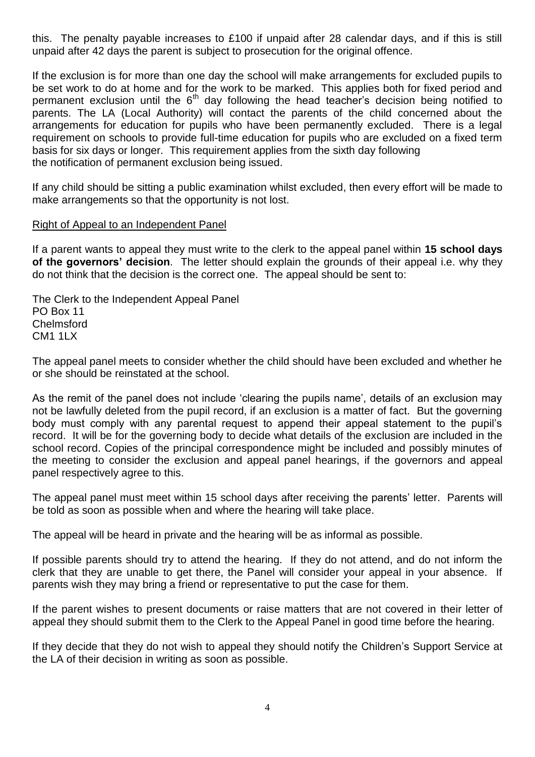this. The penalty payable increases to £100 if unpaid after 28 calendar days, and if this is still unpaid after 42 days the parent is subject to prosecution for the original offence.

If the exclusion is for more than one day the school will make arrangements for excluded pupils to be set work to do at home and for the work to be marked. This applies both for fixed period and permanent exclusion until the 6th day following the head teacher's decision being notified to parents. The LA (Local Authority) will contact the parents of the child concerned about the arrangements for education for pupils who have been permanently excluded. There is a legal requirement on schools to provide full-time education for pupils who are excluded on a fixed term basis for six days or longer. This requirement applies from the sixth day following the notification of permanent exclusion being issued.

If any child should be sitting a public examination whilst excluded, then every effort will be made to make arrangements so that the opportunity is not lost.

<u>Right of Appeal to an Independent Panel</u>

If a parent wants to appeal they must write to the clerk to the appeal panel within **15 school days of the governors' decision**. The letter should explain the grounds of their appeal i.e. why they do not think that the decision is the correct one. The appeal should be sent to:

The Clerk to the Independent Appeal Panel
PO Box 11
Chelmsford
CM1 1LX

The appeal panel meets to consider whether the child should have been excluded and whether he or she should be reinstated at the school.

As the remit of the panel does not include 'clearing the pupils name', details of an exclusion may not be lawfully deleted from the pupil record, if an exclusion is a matter of fact. But the governing body must comply with any parental request to append their appeal statement to the pupil's record. It will be for the governing body to decide what details of the exclusion are included in the school record. Copies of the principal correspondence might be included and possibly minutes of the meeting to consider the exclusion and appeal panel hearings, if the governors and appeal panel respectively agree to this.

The appeal panel must meet within 15 school days after receiving the parents' letter. Parents will be told as soon as possible when and where the hearing will take place.

The appeal will be heard in private and the hearing will be as informal as possible.

If possible parents should try to attend the hearing. If they do not attend, and do not inform the clerk that they are unable to get there, the Panel will consider your appeal in your absence. If parents wish they may bring a friend or representative to put the case for them.

If the parent wishes to present documents or raise matters that are not covered in their letter of appeal they should submit them to the Clerk to the Appeal Panel in good time before the hearing.

If they decide that they do not wish to appeal they should notify the Children's Support Service at the LA of their decision in writing as soon as possible.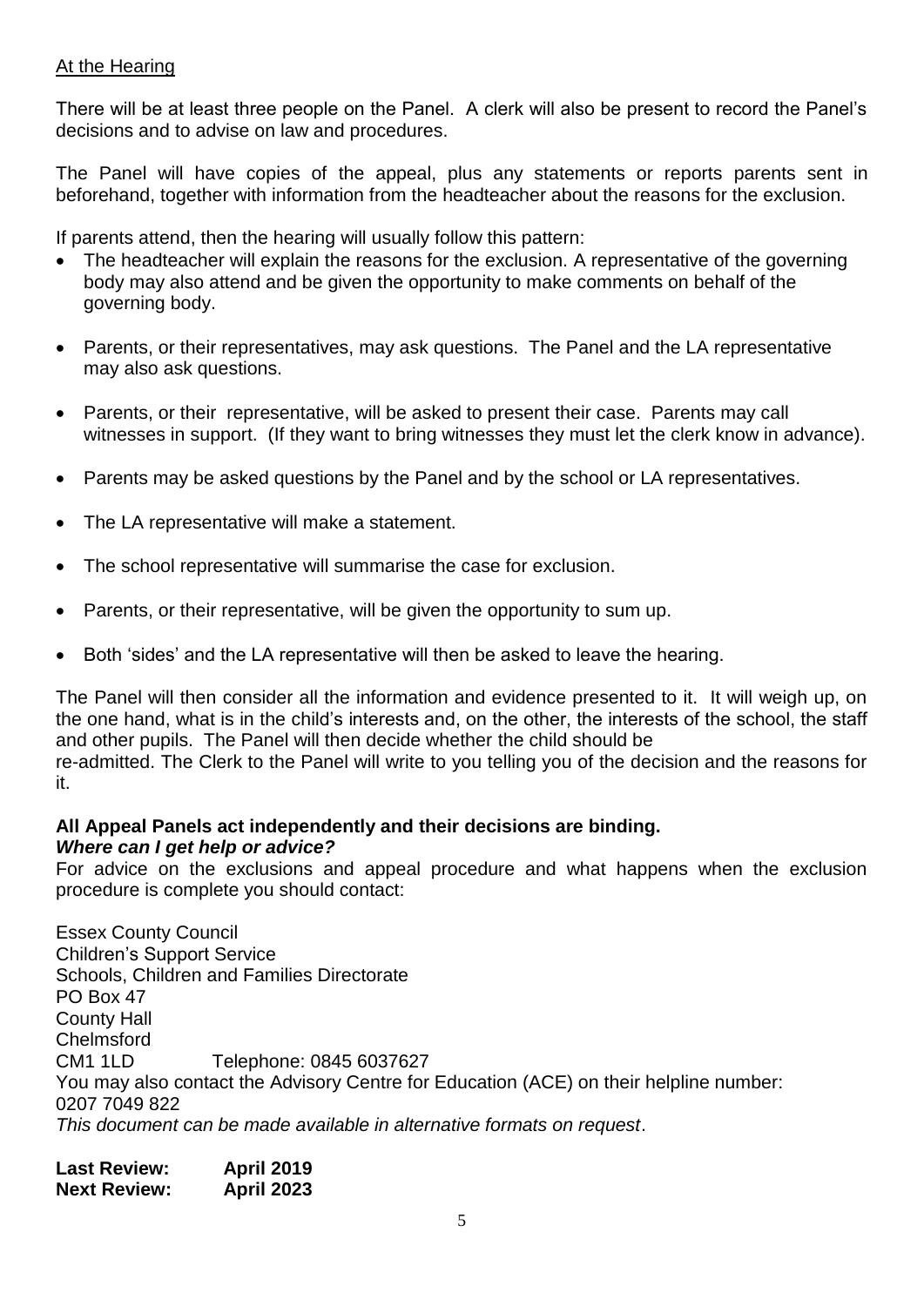At the Hearing

There will be at least three people on the Panel. A clerk will also be present to record the Panel's decisions and to advise on law and procedures.

The Panel will have copies of the appeal, plus any statements or reports parents sent in beforehand, together with information from the headteacher about the reasons for the exclusion.

If parents attend, then the hearing will usually follow this pattern:

- The headteacher will explain the reasons for the exclusion. A representative of the governing body may also attend and be given the opportunity to make comments on behalf of the governing body.
- Parents, or their representatives, may ask questions. The Panel and the LA representative may also ask questions.
- Parents, or their representative, will be asked to present their case. Parents may call witnesses in support. (If they want to bring witnesses they must let the clerk know in advance).
- Parents may be asked questions by the Panel and by the school or LA representatives.
- The LA representative will make a statement.
- The school representative will summarise the case for exclusion.
- Parents, or their representative, will be given the opportunity to sum up.
- Both 'sides' and the LA representative will then be asked to leave the hearing.

The Panel will then consider all the information and evidence presented to it. It will weigh up, on the one hand, what is in the child's interests and, on the other, the interests of the school, the staff and other pupils. The Panel will then decide whether the child should be re-admitted. The Clerk to the Panel will write to you telling you of the decision and the reasons for it.

**All Appeal Panels act independently and their decisions are binding.**

***Where can I get help or advice?***

For advice on the exclusions and appeal procedure and what happens when the exclusion procedure is complete you should contact:

Essex County Council
Children's Support Service
Schools, Children and Families Directorate
PO Box 47
County Hall
Chelmsford
CM1 1LD Telephone: 0845 6037627

You may also contact the Advisory Centre for Education (ACE) on their helpline number:
0207 7049 822

*This document can be made available in alternative formats on request*.

**Last Review: April 2019**
**Next Review: April 2023**